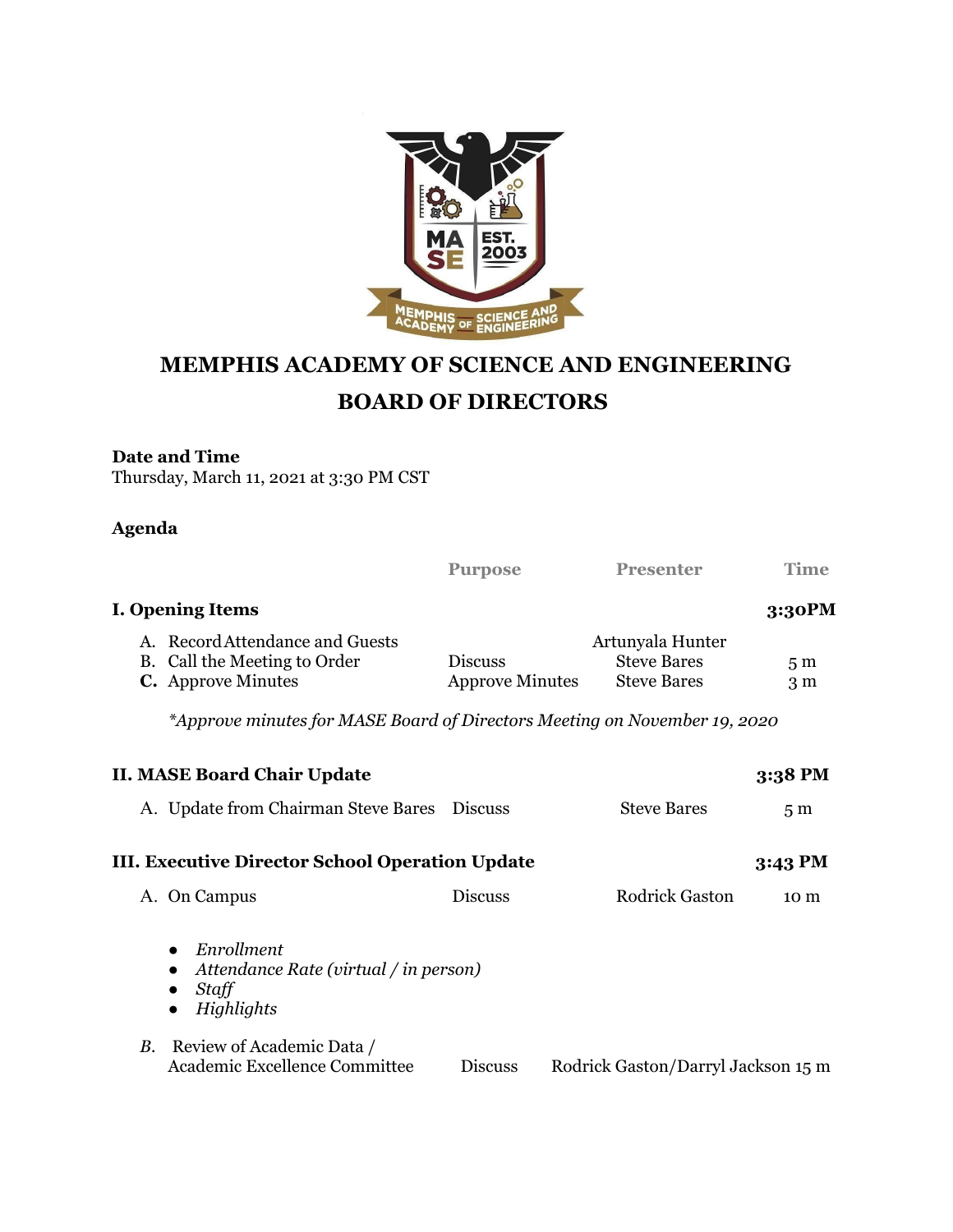# MEMPHIS ACADEMY OF SCIENCE AND ENGINEERING

# BOARD OF DIRECTORS

**Date and Time**
Thursday, March 11, 2021 at 3:30 PM CST

**Agenda**

| | Purpose | Presenter | Time |
|---|---|---|---|
| **I. Opening Items** | | | **3:30PM** |
| A. Record Attendance and Guests | | Artunyala Hunter | |
| B. Call the Meeting to Order | Discuss | Steve Bares | 5 m |
| **C.** Approve Minutes | Approve Minutes | Steve Bares | 3 m |

*\*Approve minutes for MASE Board of Directors Meeting on November 19, 2020*

| | Purpose | Presenter | Time |
|---|---|---|---|
| **II. MASE Board Chair Update** | | | **3:38 PM** |
| A. Update from Chairman Steve Bares | Discuss | Steve Bares | 5 m |
| **III. Executive Director School Operation Update** | | | **3:43 PM** |
| A. On Campus | Discuss | Rodrick Gaston | 10 m |

- *Enrollment*
- *Attendance Rate (virtual / in person)*
- *Staff*
- *Highlights*

| | Purpose | Presenter | Time |
|---|---|---|---|
| *B.* Review of Academic Data / Academic Excellence Committee | Discuss | Rodrick Gaston/Darryl Jackson | 15 m |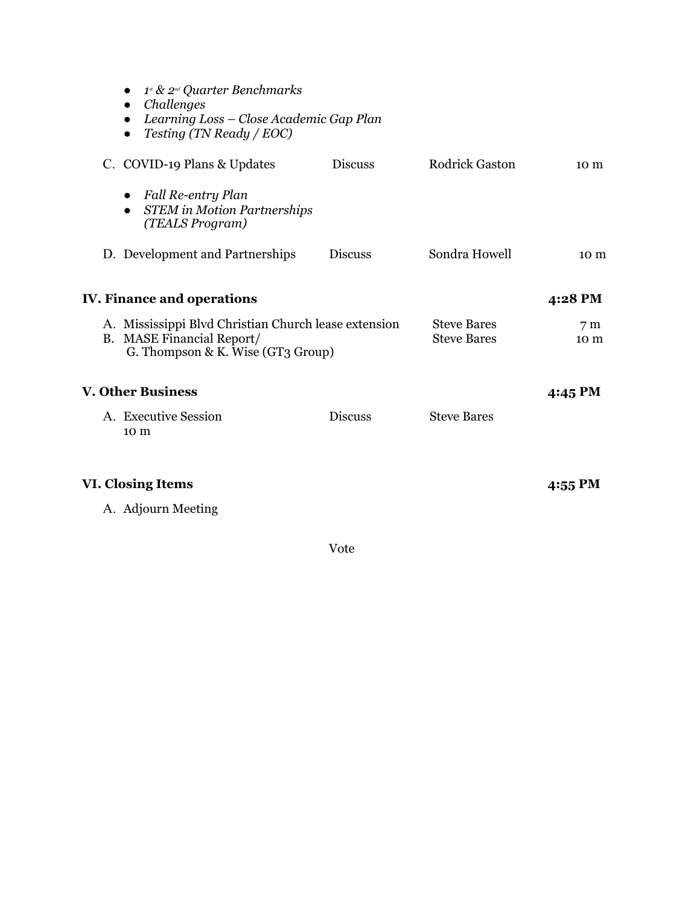- *1st & 2nd Quarter Benchmarks*
- *Challenges*
- *Learning Loss – Close Academic Gap Plan*
- *Testing (TN Ready / EOC)*

| | | | |
|---|---|---|---|
| C. COVID-19 Plans & Updates | Discuss | Rodrick Gaston | 10 m |

- *Fall Re-entry Plan*
- *STEM in Motion Partnerships (TEALS Program)*

| | | | |
|---|---|---|---|
| D. Development and Partnerships | Discuss | Sondra Howell | 10 m |

**IV. Finance and operations** **4:28 PM**

| | | |
|---|---|---|
| A. Mississippi Blvd Christian Church lease extension | Steve Bares | 7 m |
| B. MASE Financial Report/ G. Thompson & K. Wise (GT3 Group) | Steve Bares | 10 m |

**V. Other Business** **4:45 PM**

| | | |
|---|---|---|
| A. Executive Session 10 m | Discuss | Steve Bares |

**VI. Closing Items** **4:55 PM**

A. Adjourn Meeting

Vote